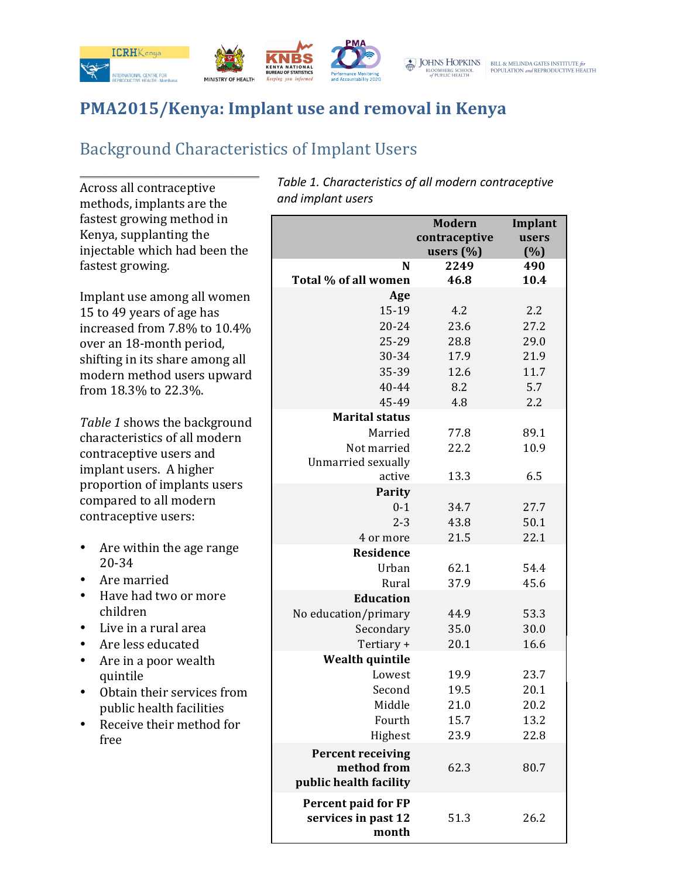# PMA2015/Kenya: Implant use and removal in Kenya

## Background Characteristics of Implant Users

Across all contraceptive methods, implants are the fastest growing method in Kenya, supplanting the injectable which had been the fastest growing.

Implant use among all women 15 to 49 years of age has increased from 7.8% to 10.4% over an 18-month period, shifting in its share among all modern method users upward from 18.3% to 22.3%.

*Table 1* shows the background characteristics of all modern contraceptive users and implant users. A higher proportion of implants users compared to all modern contraceptive users:

- Are within the age range 20-34
- Are married
- Have had two or more children
- Live in a rural area
- Are less educated
- Are in a poor wealth quintile
- Obtain their services from public health facilities
- Receive their method for free

*Table 1. Characteristics of all modern contraceptive and implant users*

| | Modern contraceptive users (%) | Implant users (%) |
|---|---|---|
| **N** | **2249** | **490** |
| **Total % of all women** | **46.8** | **10.4** |
| **Age** | | |
| 15-19 | 4.2 | 2.2 |
| 20-24 | 23.6 | 27.2 |
| 25-29 | 28.8 | 29.0 |
| 30-34 | 17.9 | 21.9 |
| 35-39 | 12.6 | 11.7 |
| 40-44 | 8.2 | 5.7 |
| 45-49 | 4.8 | 2.2 |
| **Marital status** | | |
| Married | 77.8 | 89.1 |
| Not married | 22.2 | 10.9 |
| Unmarried sexually active | 13.3 | 6.5 |
| **Parity** | | |
| 0-1 | 34.7 | 27.7 |
| 2-3 | 43.8 | 50.1 |
| 4 or more | 21.5 | 22.1 |
| **Residence** | | |
| Urban | 62.1 | 54.4 |
| Rural | 37.9 | 45.6 |
| **Education** | | |
| No education/primary | 44.9 | 53.3 |
| Secondary | 35.0 | 30.0 |
| Tertiary + | 20.1 | 16.6 |
| **Wealth quintile** | | |
| Lowest | 19.9 | 23.7 |
| Second | 19.5 | 20.1 |
| Middle | 21.0 | 20.2 |
| Fourth | 15.7 | 13.2 |
| Highest | 23.9 | 22.8 |
| **Percent receiving method from public health facility** | 62.3 | 80.7 |
| **Percent paid for FP services in past 12 month** | 51.3 | 26.2 |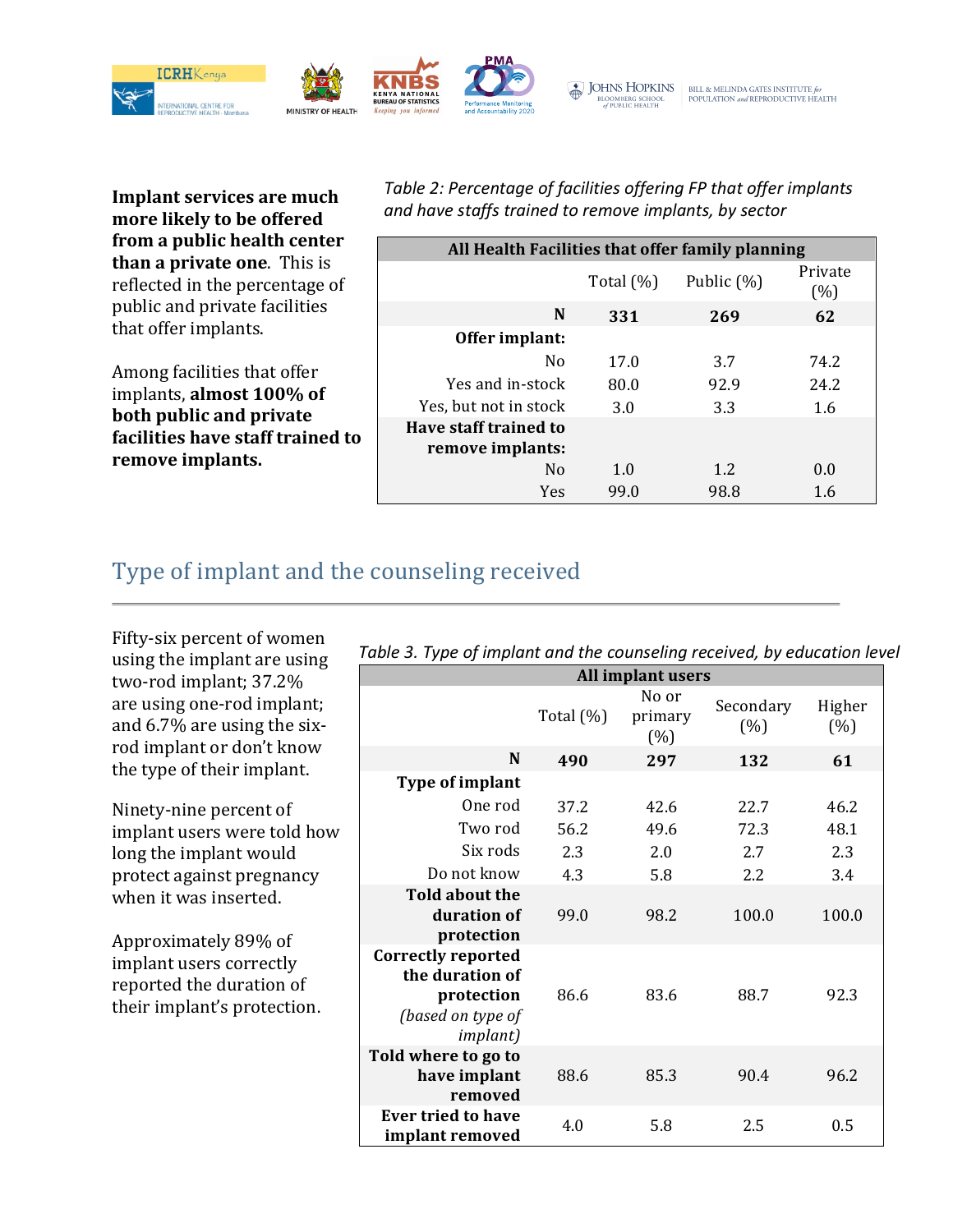**Implant services are much more likely to be offered from a public health center than a private one**. This is reflected in the percentage of public and private facilities that offer implants.

Among facilities that offer implants, **almost 100% of both public and private facilities have staff trained to remove implants.**

*Table 2: Percentage of facilities offering FP that offer implants and have staffs trained to remove implants, by sector*

| All Health Facilities that offer family planning | | | |
|---|---|---|---|
| | Total (%) | Public (%) | Private (%) |
| **N** | **331** | **269** | **62** |
| **Offer implant:** | | | |
| No | 17.0 | 3.7 | 74.2 |
| Yes and in-stock | 80.0 | 92.9 | 24.2 |
| Yes, but not in stock | 3.0 | 3.3 | 1.6 |
| **Have staff trained to remove implants:** | | | |
| No | 1.0 | 1.2 | 0.0 |
| Yes | 99.0 | 98.8 | 1.6 |

## Type of implant and the counseling received

Fifty-six percent of women using the implant are using two-rod implant; 37.2% are using one-rod implant; and 6.7% are using the six-rod implant or don't know the type of their implant.

Ninety-nine percent of implant users were told how long the implant would protect against pregnancy when it was inserted.

Approximately 89% of implant users correctly reported the duration of their implant's protection.

*Table 3. Type of implant and the counseling received, by education level*

| All implant users | | | | |
|---|---|---|---|---|
| | Total (%) | No or primary (%) | Secondary (%) | Higher (%) |
| **N** | **490** | **297** | **132** | **61** |
| **Type of implant** | | | | |
| One rod | 37.2 | 42.6 | 22.7 | 46.2 |
| Two rod | 56.2 | 49.6 | 72.3 | 48.1 |
| Six rods | 2.3 | 2.0 | 2.7 | 2.3 |
| Do not know | 4.3 | 5.8 | 2.2 | 3.4 |
| **Told about the duration of protection** | 99.0 | 98.2 | 100.0 | 100.0 |
| **Correctly reported the duration of protection** *(based on type of implant)* | 86.6 | 83.6 | 88.7 | 92.3 |
| **Told where to go to have implant removed** | 88.6 | 85.3 | 90.4 | 96.2 |
| **Ever tried to have implant removed** | 4.0 | 5.8 | 2.5 | 0.5 |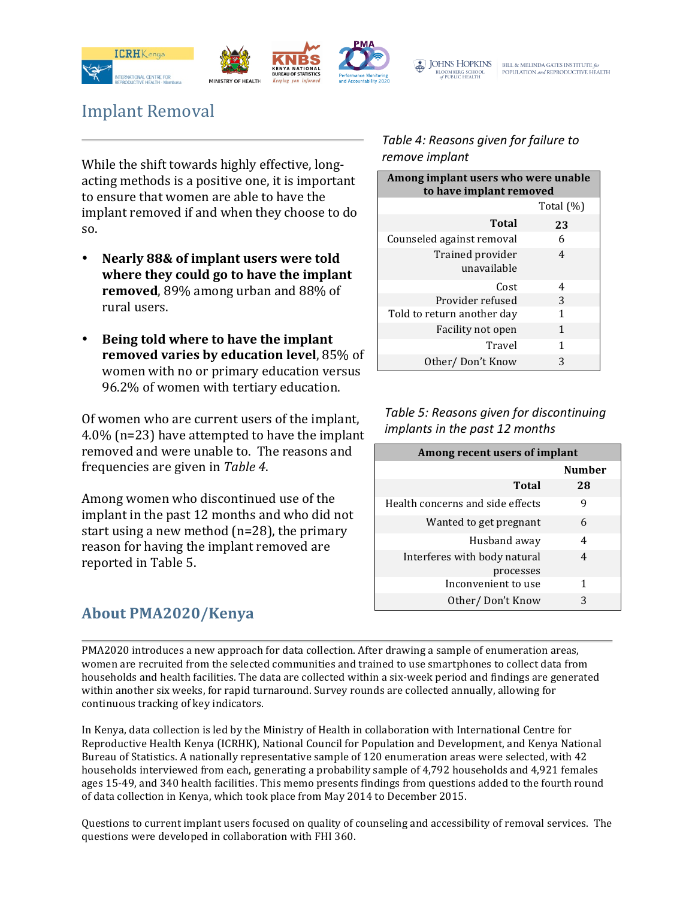# Implant Removal

While the shift towards highly effective, long-acting methods is a positive one, it is important to ensure that women are able to have the implant removed if and when they choose to do so.

- **Nearly 88& of implant users were told where they could go to have the implant removed**, 89% among urban and 88% of rural users.
- **Being told where to have the implant removed varies by education level**, 85% of women with no or primary education versus 96.2% of women with tertiary education.

Of women who are current users of the implant, 4.0% (n=23) have attempted to have the implant removed and were unable to. The reasons and frequencies are given in *Table 4*.

Among women who discontinued use of the implant in the past 12 months and who did not start using a new method (n=28), the primary reason for having the implant removed are reported in Table 5.

*Table 4: Reasons given for failure to remove implant*

| Among implant users who were unable to have implant removed | |
|---|---|
| | Total (%) |
| **Total** | **23** |
| Counseled against removal | 6 |
| Trained provider unavailable | 4 |
| Cost | 4 |
| Provider refused | 3 |
| Told to return another day | 1 |
| Facility not open | 1 |
| Travel | 1 |
| Other/ Don't Know | 3 |

*Table 5: Reasons given for discontinuing implants in the past 12 months*

| Among recent users of implant | |
|---|---|
| | **Number** |
| **Total** | **28** |
| Health concerns and side effects | 9 |
| Wanted to get pregnant | 6 |
| Husband away | 4 |
| Interferes with body natural processes | 4 |
| Inconvenient to use | 1 |
| Other/ Don't Know | 3 |

## About PMA2020/Kenya

PMA2020 introduces a new approach for data collection. After drawing a sample of enumeration areas, women are recruited from the selected communities and trained to use smartphones to collect data from households and health facilities. The data are collected within a six-week period and findings are generated within another six weeks, for rapid turnaround. Survey rounds are collected annually, allowing for continuous tracking of key indicators.

In Kenya, data collection is led by the Ministry of Health in collaboration with International Centre for Reproductive Health Kenya (ICRHK), National Council for Population and Development, and Kenya National Bureau of Statistics. A nationally representative sample of 120 enumeration areas were selected, with 42 households interviewed from each, generating a probability sample of 4,792 households and 4,921 females ages 15-49, and 340 health facilities. This memo presents findings from questions added to the fourth round of data collection in Kenya, which took place from May 2014 to December 2015.

Questions to current implant users focused on quality of counseling and accessibility of removal services. The questions were developed in collaboration with FHI 360.